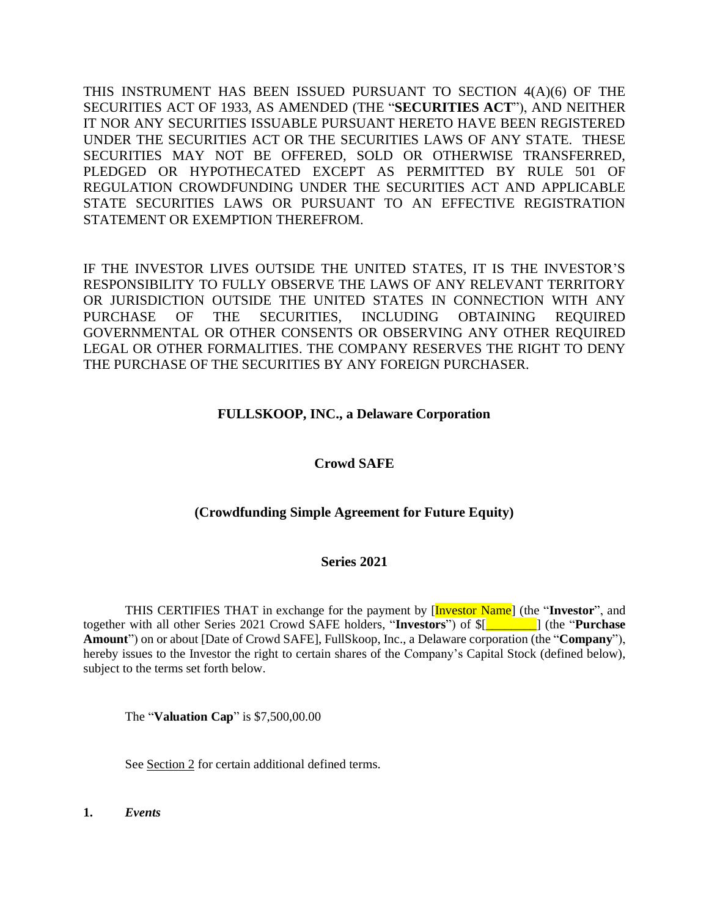THIS INSTRUMENT HAS BEEN ISSUED PURSUANT TO SECTION 4(A)(6) OF THE SECURITIES ACT OF 1933, AS AMENDED (THE "**SECURITIES ACT**"), AND NEITHER IT NOR ANY SECURITIES ISSUABLE PURSUANT HERETO HAVE BEEN REGISTERED UNDER THE SECURITIES ACT OR THE SECURITIES LAWS OF ANY STATE. THESE SECURITIES MAY NOT BE OFFERED, SOLD OR OTHERWISE TRANSFERRED, PLEDGED OR HYPOTHECATED EXCEPT AS PERMITTED BY RULE 501 OF REGULATION CROWDFUNDING UNDER THE SECURITIES ACT AND APPLICABLE STATE SECURITIES LAWS OR PURSUANT TO AN EFFECTIVE REGISTRATION STATEMENT OR EXEMPTION THEREFROM.

IF THE INVESTOR LIVES OUTSIDE THE UNITED STATES, IT IS THE INVESTOR'S RESPONSIBILITY TO FULLY OBSERVE THE LAWS OF ANY RELEVANT TERRITORY OR JURISDICTION OUTSIDE THE UNITED STATES IN CONNECTION WITH ANY PURCHASE OF THE SECURITIES, INCLUDING OBTAINING REQUIRED GOVERNMENTAL OR OTHER CONSENTS OR OBSERVING ANY OTHER REQUIRED LEGAL OR OTHER FORMALITIES. THE COMPANY RESERVES THE RIGHT TO DENY THE PURCHASE OF THE SECURITIES BY ANY FOREIGN PURCHASER.

**FULLSKOOP, INC., a Delaware Corporation**

**Crowd SAFE**

**(Crowdfunding Simple Agreement for Future Equity)**

**Series 2021**

THIS CERTIFIES THAT in exchange for the payment by [Investor Name] (the "**Investor**", and together with all other Series 2021 Crowd SAFE holders, "**Investors**") of $[________] (the "**Purchase Amount**") on or about [Date of Crowd SAFE], FullSkoop, Inc., a Delaware corporation (the "**Company**"), hereby issues to the Investor the right to certain shares of the Company's Capital Stock (defined below), subject to the terms set forth below.

The "**Valuation Cap**" is $7,500,00.00

See Section 2 for certain additional defined terms.

**1.** ***Events***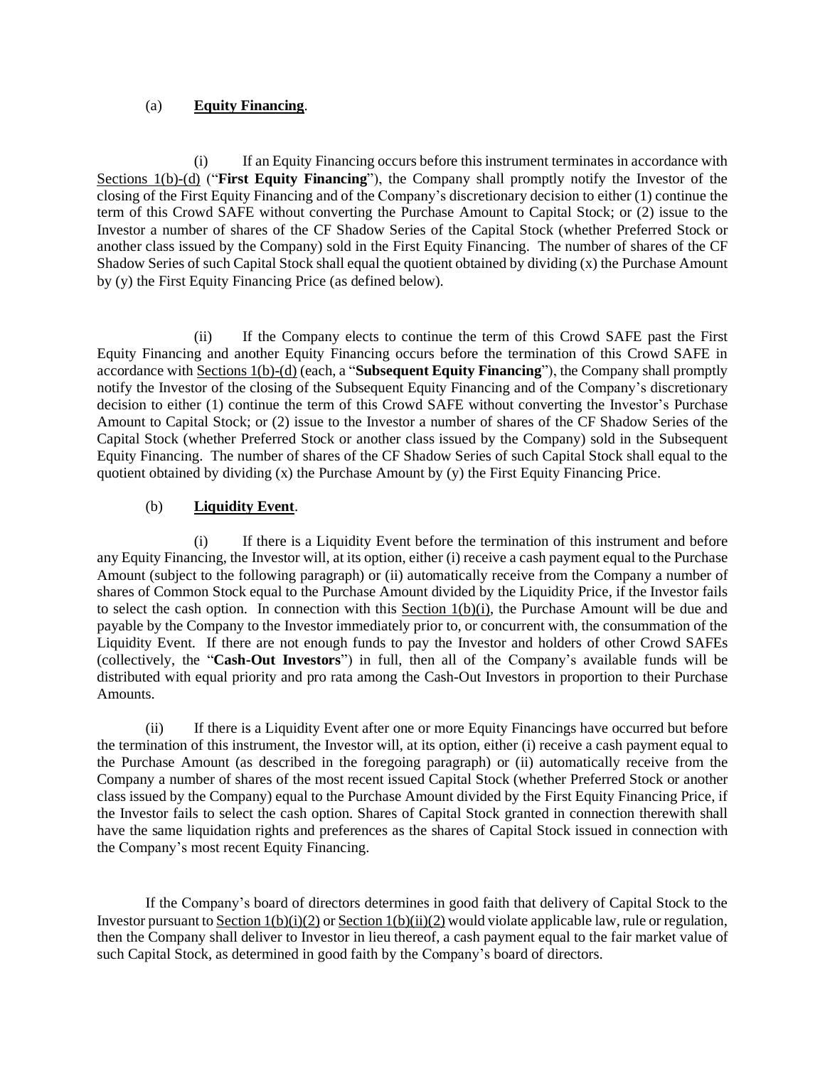(a) **Equity Financing**.

(i) If an Equity Financing occurs before this instrument terminates in accordance with Sections 1(b)-(d) ("**First Equity Financing**"), the Company shall promptly notify the Investor of the closing of the First Equity Financing and of the Company's discretionary decision to either (1) continue the term of this Crowd SAFE without converting the Purchase Amount to Capital Stock; or (2) issue to the Investor a number of shares of the CF Shadow Series of the Capital Stock (whether Preferred Stock or another class issued by the Company) sold in the First Equity Financing. The number of shares of the CF Shadow Series of such Capital Stock shall equal the quotient obtained by dividing (x) the Purchase Amount by (y) the First Equity Financing Price (as defined below).

(ii) If the Company elects to continue the term of this Crowd SAFE past the First Equity Financing and another Equity Financing occurs before the termination of this Crowd SAFE in accordance with Sections 1(b)-(d) (each, a "**Subsequent Equity Financing**"), the Company shall promptly notify the Investor of the closing of the Subsequent Equity Financing and of the Company's discretionary decision to either (1) continue the term of this Crowd SAFE without converting the Investor's Purchase Amount to Capital Stock; or (2) issue to the Investor a number of shares of the CF Shadow Series of the Capital Stock (whether Preferred Stock or another class issued by the Company) sold in the Subsequent Equity Financing. The number of shares of the CF Shadow Series of such Capital Stock shall equal to the quotient obtained by dividing (x) the Purchase Amount by (y) the First Equity Financing Price.

(b) **Liquidity Event**.

(i) If there is a Liquidity Event before the termination of this instrument and before any Equity Financing, the Investor will, at its option, either (i) receive a cash payment equal to the Purchase Amount (subject to the following paragraph) or (ii) automatically receive from the Company a number of shares of Common Stock equal to the Purchase Amount divided by the Liquidity Price, if the Investor fails to select the cash option. In connection with this Section 1(b)(i), the Purchase Amount will be due and payable by the Company to the Investor immediately prior to, or concurrent with, the consummation of the Liquidity Event. If there are not enough funds to pay the Investor and holders of other Crowd SAFEs (collectively, the "**Cash-Out Investors**") in full, then all of the Company's available funds will be distributed with equal priority and pro rata among the Cash-Out Investors in proportion to their Purchase Amounts.

(ii) If there is a Liquidity Event after one or more Equity Financings have occurred but before the termination of this instrument, the Investor will, at its option, either (i) receive a cash payment equal to the Purchase Amount (as described in the foregoing paragraph) or (ii) automatically receive from the Company a number of shares of the most recent issued Capital Stock (whether Preferred Stock or another class issued by the Company) equal to the Purchase Amount divided by the First Equity Financing Price, if the Investor fails to select the cash option. Shares of Capital Stock granted in connection therewith shall have the same liquidation rights and preferences as the shares of Capital Stock issued in connection with the Company's most recent Equity Financing.

If the Company's board of directors determines in good faith that delivery of Capital Stock to the Investor pursuant to Section 1(b)(i)(2) or Section 1(b)(ii)(2) would violate applicable law, rule or regulation, then the Company shall deliver to Investor in lieu thereof, a cash payment equal to the fair market value of such Capital Stock, as determined in good faith by the Company's board of directors.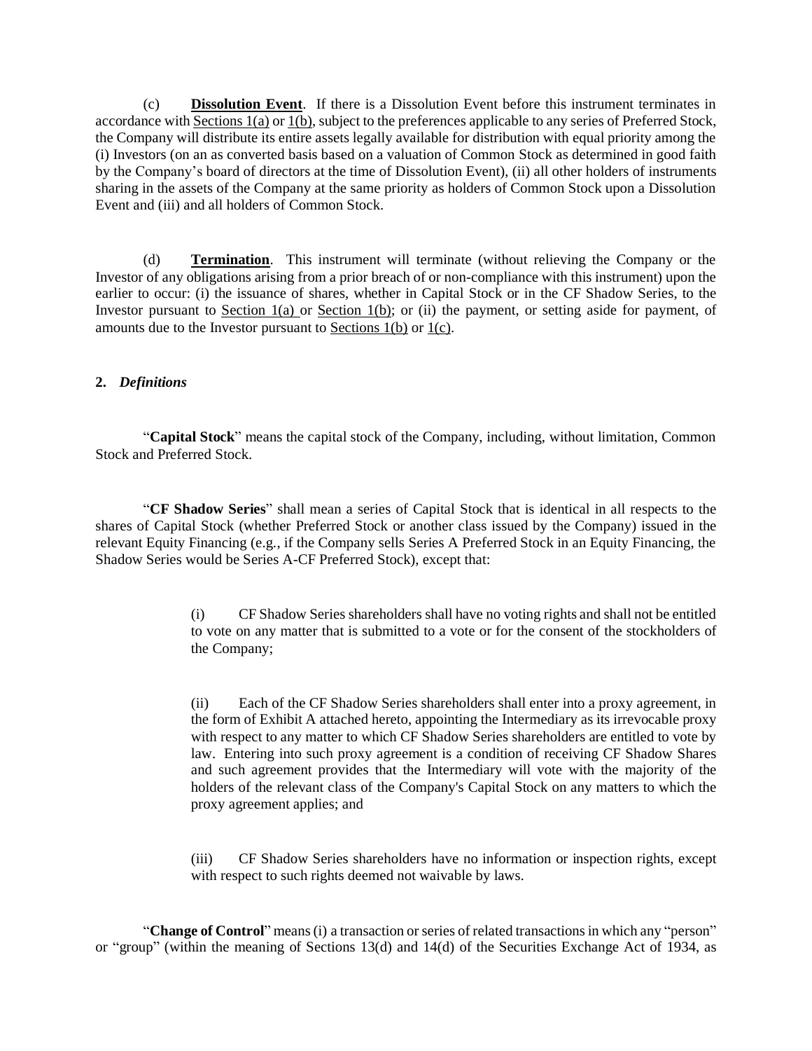(c) **Dissolution Event**. If there is a Dissolution Event before this instrument terminates in accordance with Sections 1(a) or 1(b), subject to the preferences applicable to any series of Preferred Stock, the Company will distribute its entire assets legally available for distribution with equal priority among the (i) Investors (on an as converted basis based on a valuation of Common Stock as determined in good faith by the Company's board of directors at the time of Dissolution Event), (ii) all other holders of instruments sharing in the assets of the Company at the same priority as holders of Common Stock upon a Dissolution Event and (iii) and all holders of Common Stock.

(d) **Termination**. This instrument will terminate (without relieving the Company or the Investor of any obligations arising from a prior breach of or non-compliance with this instrument) upon the earlier to occur: (i) the issuance of shares, whether in Capital Stock or in the CF Shadow Series, to the Investor pursuant to Section 1(a) or Section 1(b); or (ii) the payment, or setting aside for payment, of amounts due to the Investor pursuant to Sections 1(b) or 1(c).

**2.** ***Definitions***

"**Capital Stock**" means the capital stock of the Company, including, without limitation, Common Stock and Preferred Stock.

"**CF Shadow Series**" shall mean a series of Capital Stock that is identical in all respects to the shares of Capital Stock (whether Preferred Stock or another class issued by the Company) issued in the relevant Equity Financing (e.g., if the Company sells Series A Preferred Stock in an Equity Financing, the Shadow Series would be Series A-CF Preferred Stock), except that:

> (i) CF Shadow Series shareholders shall have no voting rights and shall not be entitled to vote on any matter that is submitted to a vote or for the consent of the stockholders of the Company;
>
> (ii) Each of the CF Shadow Series shareholders shall enter into a proxy agreement, in the form of Exhibit A attached hereto, appointing the Intermediary as its irrevocable proxy with respect to any matter to which CF Shadow Series shareholders are entitled to vote by law. Entering into such proxy agreement is a condition of receiving CF Shadow Shares and such agreement provides that the Intermediary will vote with the majority of the holders of the relevant class of the Company's Capital Stock on any matters to which the proxy agreement applies; and
>
> (iii) CF Shadow Series shareholders have no information or inspection rights, except with respect to such rights deemed not waivable by laws.

"**Change of Control**" means (i) a transaction or series of related transactions in which any "person" or "group" (within the meaning of Sections 13(d) and 14(d) of the Securities Exchange Act of 1934, as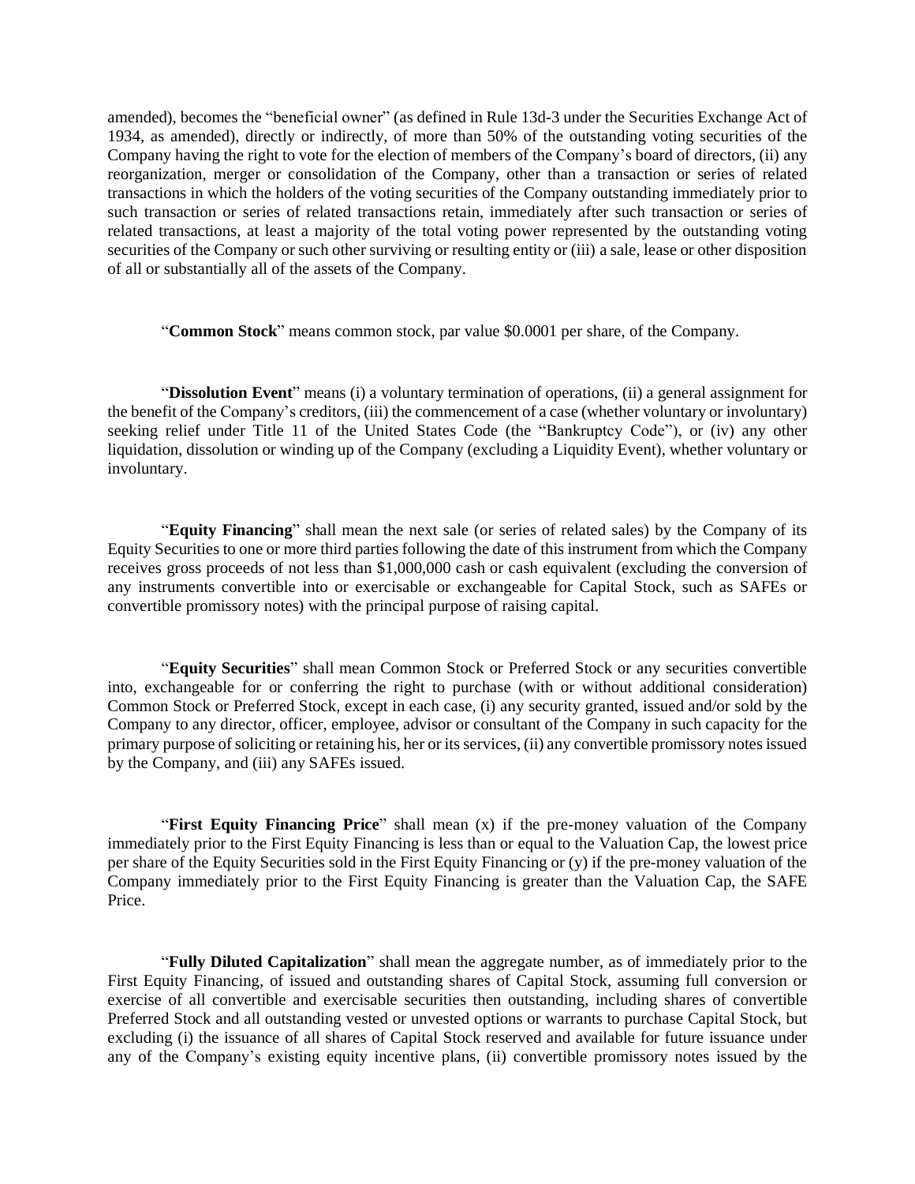amended), becomes the "beneficial owner" (as defined in Rule 13d-3 under the Securities Exchange Act of 1934, as amended), directly or indirectly, of more than 50% of the outstanding voting securities of the Company having the right to vote for the election of members of the Company's board of directors, (ii) any reorganization, merger or consolidation of the Company, other than a transaction or series of related transactions in which the holders of the voting securities of the Company outstanding immediately prior to such transaction or series of related transactions retain, immediately after such transaction or series of related transactions, at least a majority of the total voting power represented by the outstanding voting securities of the Company or such other surviving or resulting entity or (iii) a sale, lease or other disposition of all or substantially all of the assets of the Company.

"**Common Stock**" means common stock, par value $0.0001 per share, of the Company.

"**Dissolution Event**" means (i) a voluntary termination of operations, (ii) a general assignment for the benefit of the Company's creditors, (iii) the commencement of a case (whether voluntary or involuntary) seeking relief under Title 11 of the United States Code (the "Bankruptcy Code"), or (iv) any other liquidation, dissolution or winding up of the Company (excluding a Liquidity Event), whether voluntary or involuntary.

"**Equity Financing**" shall mean the next sale (or series of related sales) by the Company of its Equity Securities to one or more third parties following the date of this instrument from which the Company receives gross proceeds of not less than $1,000,000 cash or cash equivalent (excluding the conversion of any instruments convertible into or exercisable or exchangeable for Capital Stock, such as SAFEs or convertible promissory notes) with the principal purpose of raising capital.

"**Equity Securities**" shall mean Common Stock or Preferred Stock or any securities convertible into, exchangeable for or conferring the right to purchase (with or without additional consideration) Common Stock or Preferred Stock, except in each case, (i) any security granted, issued and/or sold by the Company to any director, officer, employee, advisor or consultant of the Company in such capacity for the primary purpose of soliciting or retaining his, her or its services, (ii) any convertible promissory notes issued by the Company, and (iii) any SAFEs issued.

"**First Equity Financing Price**" shall mean (x) if the pre-money valuation of the Company immediately prior to the First Equity Financing is less than or equal to the Valuation Cap, the lowest price per share of the Equity Securities sold in the First Equity Financing or (y) if the pre-money valuation of the Company immediately prior to the First Equity Financing is greater than the Valuation Cap, the SAFE Price.

"**Fully Diluted Capitalization**" shall mean the aggregate number, as of immediately prior to the First Equity Financing, of issued and outstanding shares of Capital Stock, assuming full conversion or exercise of all convertible and exercisable securities then outstanding, including shares of convertible Preferred Stock and all outstanding vested or unvested options or warrants to purchase Capital Stock, but excluding (i) the issuance of all shares of Capital Stock reserved and available for future issuance under any of the Company's existing equity incentive plans, (ii) convertible promissory notes issued by the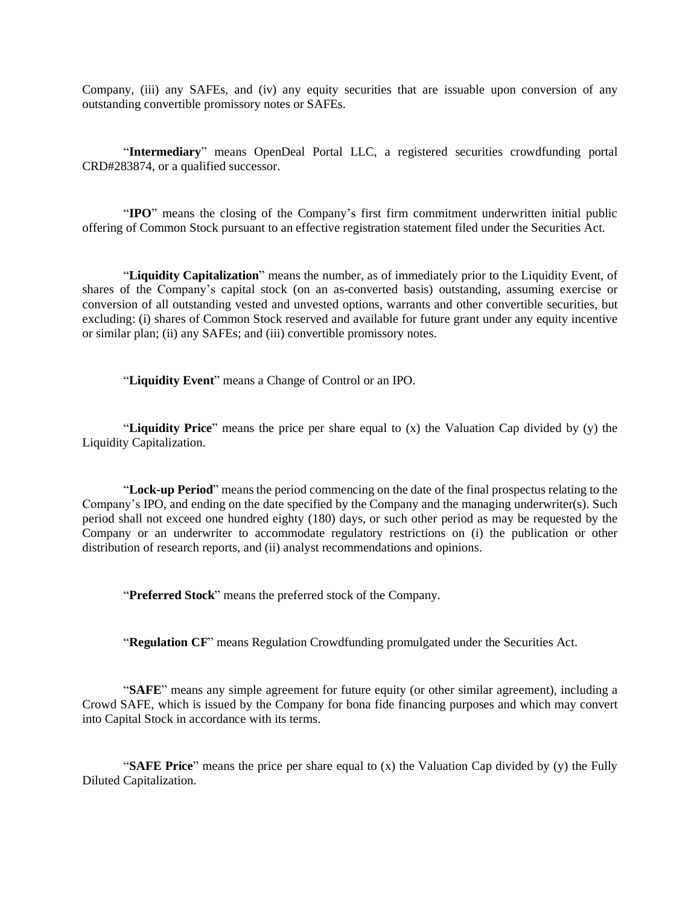Company, (iii) any SAFEs, and (iv) any equity securities that are issuable upon conversion of any outstanding convertible promissory notes or SAFEs.

"**Intermediary**" means OpenDeal Portal LLC, a registered securities crowdfunding portal CRD#283874, or a qualified successor.

"**IPO**" means the closing of the Company's first firm commitment underwritten initial public offering of Common Stock pursuant to an effective registration statement filed under the Securities Act.

"**Liquidity Capitalization**" means the number, as of immediately prior to the Liquidity Event, of shares of the Company's capital stock (on an as-converted basis) outstanding, assuming exercise or conversion of all outstanding vested and unvested options, warrants and other convertible securities, but excluding: (i) shares of Common Stock reserved and available for future grant under any equity incentive or similar plan; (ii) any SAFEs; and (iii) convertible promissory notes.

"**Liquidity Event**" means a Change of Control or an IPO.

"**Liquidity Price**" means the price per share equal to (x) the Valuation Cap divided by (y) the Liquidity Capitalization.

"**Lock-up Period**" means the period commencing on the date of the final prospectus relating to the Company's IPO, and ending on the date specified by the Company and the managing underwriter(s). Such period shall not exceed one hundred eighty (180) days, or such other period as may be requested by the Company or an underwriter to accommodate regulatory restrictions on (i) the publication or other distribution of research reports, and (ii) analyst recommendations and opinions.

"**Preferred Stock**" means the preferred stock of the Company.

"**Regulation CF**" means Regulation Crowdfunding promulgated under the Securities Act.

"**SAFE**" means any simple agreement for future equity (or other similar agreement), including a Crowd SAFE, which is issued by the Company for bona fide financing purposes and which may convert into Capital Stock in accordance with its terms.

"**SAFE Price**" means the price per share equal to (x) the Valuation Cap divided by (y) the Fully Diluted Capitalization.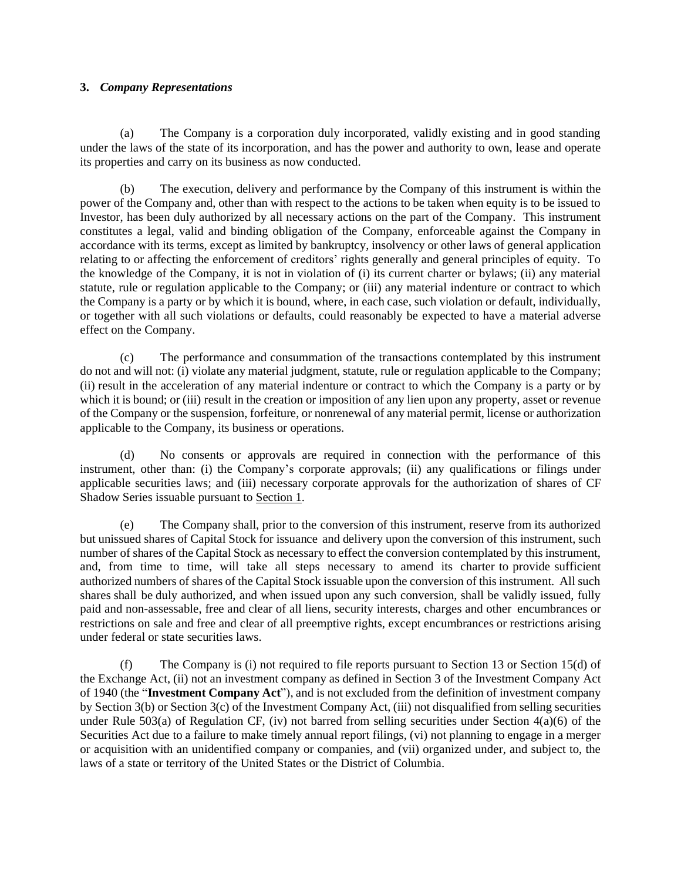**3.** ***Company Representations***

(a) The Company is a corporation duly incorporated, validly existing and in good standing under the laws of the state of its incorporation, and has the power and authority to own, lease and operate its properties and carry on its business as now conducted.

(b) The execution, delivery and performance by the Company of this instrument is within the power of the Company and, other than with respect to the actions to be taken when equity is to be issued to Investor, has been duly authorized by all necessary actions on the part of the Company. This instrument constitutes a legal, valid and binding obligation of the Company, enforceable against the Company in accordance with its terms, except as limited by bankruptcy, insolvency or other laws of general application relating to or affecting the enforcement of creditors' rights generally and general principles of equity. To the knowledge of the Company, it is not in violation of (i) its current charter or bylaws; (ii) any material statute, rule or regulation applicable to the Company; or (iii) any material indenture or contract to which the Company is a party or by which it is bound, where, in each case, such violation or default, individually, or together with all such violations or defaults, could reasonably be expected to have a material adverse effect on the Company.

(c) The performance and consummation of the transactions contemplated by this instrument do not and will not: (i) violate any material judgment, statute, rule or regulation applicable to the Company; (ii) result in the acceleration of any material indenture or contract to which the Company is a party or by which it is bound; or (iii) result in the creation or imposition of any lien upon any property, asset or revenue of the Company or the suspension, forfeiture, or nonrenewal of any material permit, license or authorization applicable to the Company, its business or operations.

(d) No consents or approvals are required in connection with the performance of this instrument, other than: (i) the Company's corporate approvals; (ii) any qualifications or filings under applicable securities laws; and (iii) necessary corporate approvals for the authorization of shares of CF Shadow Series issuable pursuant to Section 1.

(e) The Company shall, prior to the conversion of this instrument, reserve from its authorized but unissued shares of Capital Stock for issuance and delivery upon the conversion of this instrument, such number of shares of the Capital Stock as necessary to effect the conversion contemplated by this instrument, and, from time to time, will take all steps necessary to amend its charter to provide sufficient authorized numbers of shares of the Capital Stock issuable upon the conversion of this instrument. All such shares shall be duly authorized, and when issued upon any such conversion, shall be validly issued, fully paid and non-assessable, free and clear of all liens, security interests, charges and other encumbrances or restrictions on sale and free and clear of all preemptive rights, except encumbrances or restrictions arising under federal or state securities laws.

(f) The Company is (i) not required to file reports pursuant to Section 13 or Section 15(d) of the Exchange Act, (ii) not an investment company as defined in Section 3 of the Investment Company Act of 1940 (the "**Investment Company Act**"), and is not excluded from the definition of investment company by Section 3(b) or Section 3(c) of the Investment Company Act, (iii) not disqualified from selling securities under Rule 503(a) of Regulation CF, (iv) not barred from selling securities under Section 4(a)(6) of the Securities Act due to a failure to make timely annual report filings, (vi) not planning to engage in a merger or acquisition with an unidentified company or companies, and (vii) organized under, and subject to, the laws of a state or territory of the United States or the District of Columbia.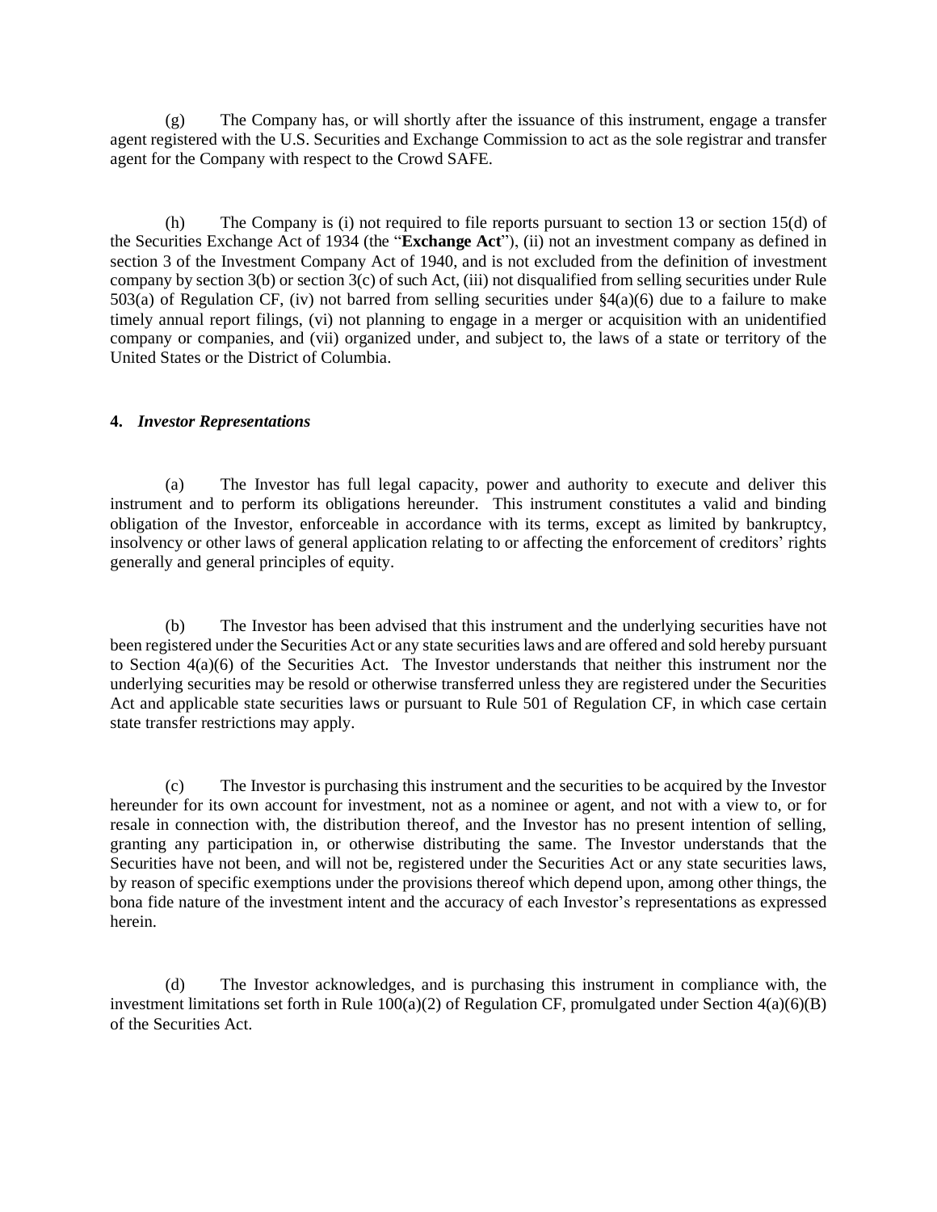(g) The Company has, or will shortly after the issuance of this instrument, engage a transfer agent registered with the U.S. Securities and Exchange Commission to act as the sole registrar and transfer agent for the Company with respect to the Crowd SAFE.

(h) The Company is (i) not required to file reports pursuant to section 13 or section 15(d) of the Securities Exchange Act of 1934 (the "**Exchange Act**"), (ii) not an investment company as defined in section 3 of the Investment Company Act of 1940, and is not excluded from the definition of investment company by section 3(b) or section 3(c) of such Act, (iii) not disqualified from selling securities under Rule 503(a) of Regulation CF, (iv) not barred from selling securities under §4(a)(6) due to a failure to make timely annual report filings, (vi) not planning to engage in a merger or acquisition with an unidentified company or companies, and (vii) organized under, and subject to, the laws of a state or territory of the United States or the District of Columbia.

**4.** ***Investor Representations***

(a) The Investor has full legal capacity, power and authority to execute and deliver this instrument and to perform its obligations hereunder. This instrument constitutes a valid and binding obligation of the Investor, enforceable in accordance with its terms, except as limited by bankruptcy, insolvency or other laws of general application relating to or affecting the enforcement of creditors' rights generally and general principles of equity.

(b) The Investor has been advised that this instrument and the underlying securities have not been registered under the Securities Act or any state securities laws and are offered and sold hereby pursuant to Section 4(a)(6) of the Securities Act. The Investor understands that neither this instrument nor the underlying securities may be resold or otherwise transferred unless they are registered under the Securities Act and applicable state securities laws or pursuant to Rule 501 of Regulation CF, in which case certain state transfer restrictions may apply.

(c) The Investor is purchasing this instrument and the securities to be acquired by the Investor hereunder for its own account for investment, not as a nominee or agent, and not with a view to, or for resale in connection with, the distribution thereof, and the Investor has no present intention of selling, granting any participation in, or otherwise distributing the same. The Investor understands that the Securities have not been, and will not be, registered under the Securities Act or any state securities laws, by reason of specific exemptions under the provisions thereof which depend upon, among other things, the bona fide nature of the investment intent and the accuracy of each Investor's representations as expressed herein.

(d) The Investor acknowledges, and is purchasing this instrument in compliance with, the investment limitations set forth in Rule 100(a)(2) of Regulation CF, promulgated under Section 4(a)(6)(B) of the Securities Act.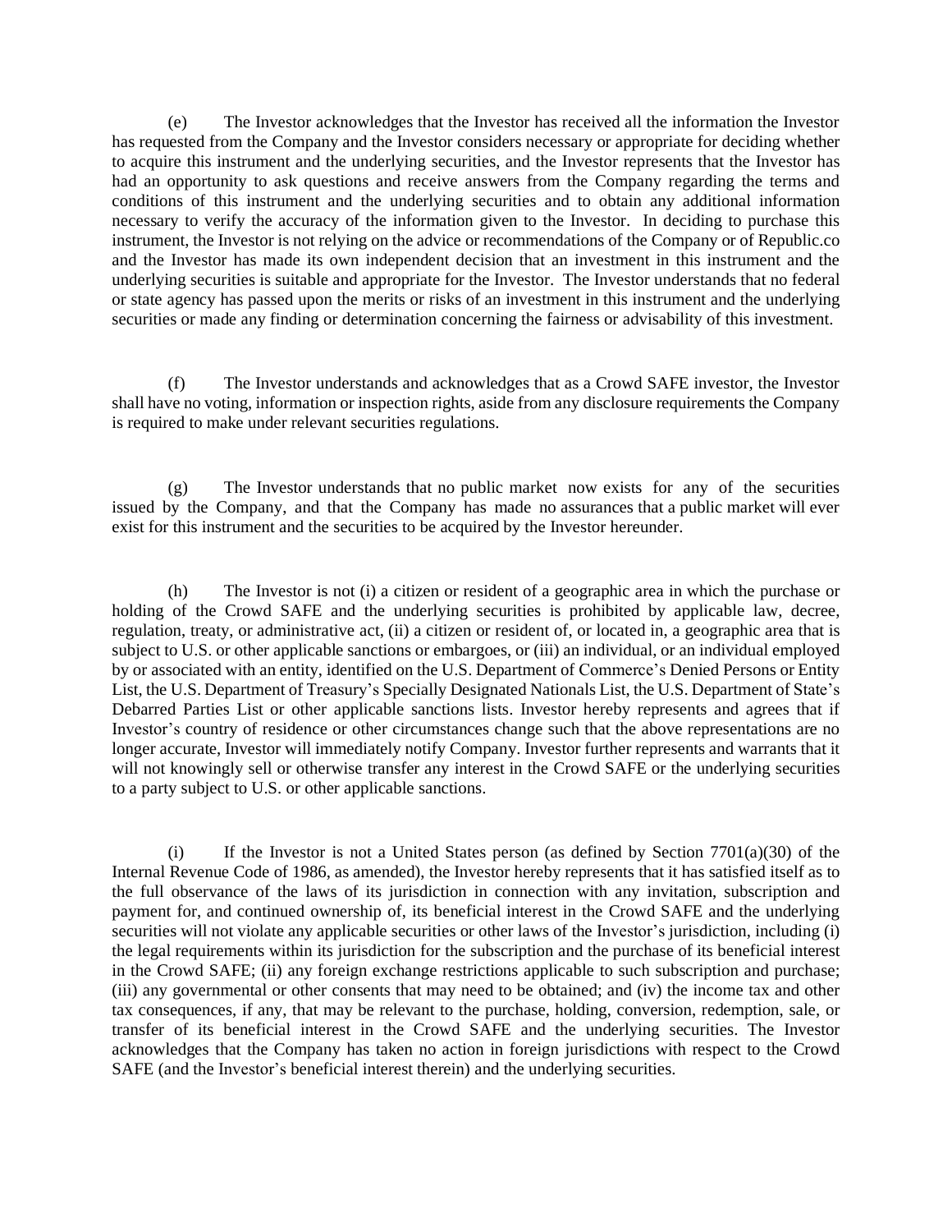(e) The Investor acknowledges that the Investor has received all the information the Investor has requested from the Company and the Investor considers necessary or appropriate for deciding whether to acquire this instrument and the underlying securities, and the Investor represents that the Investor has had an opportunity to ask questions and receive answers from the Company regarding the terms and conditions of this instrument and the underlying securities and to obtain any additional information necessary to verify the accuracy of the information given to the Investor. In deciding to purchase this instrument, the Investor is not relying on the advice or recommendations of the Company or of Republic.co and the Investor has made its own independent decision that an investment in this instrument and the underlying securities is suitable and appropriate for the Investor. The Investor understands that no federal or state agency has passed upon the merits or risks of an investment in this instrument and the underlying securities or made any finding or determination concerning the fairness or advisability of this investment.

(f) The Investor understands and acknowledges that as a Crowd SAFE investor, the Investor shall have no voting, information or inspection rights, aside from any disclosure requirements the Company is required to make under relevant securities regulations.

(g) The Investor understands that no public market now exists for any of the securities issued by the Company, and that the Company has made no assurances that a public market will ever exist for this instrument and the securities to be acquired by the Investor hereunder.

(h) The Investor is not (i) a citizen or resident of a geographic area in which the purchase or holding of the Crowd SAFE and the underlying securities is prohibited by applicable law, decree, regulation, treaty, or administrative act, (ii) a citizen or resident of, or located in, a geographic area that is subject to U.S. or other applicable sanctions or embargoes, or (iii) an individual, or an individual employed by or associated with an entity, identified on the U.S. Department of Commerce's Denied Persons or Entity List, the U.S. Department of Treasury's Specially Designated Nationals List, the U.S. Department of State's Debarred Parties List or other applicable sanctions lists. Investor hereby represents and agrees that if Investor's country of residence or other circumstances change such that the above representations are no longer accurate, Investor will immediately notify Company. Investor further represents and warrants that it will not knowingly sell or otherwise transfer any interest in the Crowd SAFE or the underlying securities to a party subject to U.S. or other applicable sanctions.

(i) If the Investor is not a United States person (as defined by Section 7701(a)(30) of the Internal Revenue Code of 1986, as amended), the Investor hereby represents that it has satisfied itself as to the full observance of the laws of its jurisdiction in connection with any invitation, subscription and payment for, and continued ownership of, its beneficial interest in the Crowd SAFE and the underlying securities will not violate any applicable securities or other laws of the Investor's jurisdiction, including (i) the legal requirements within its jurisdiction for the subscription and the purchase of its beneficial interest in the Crowd SAFE; (ii) any foreign exchange restrictions applicable to such subscription and purchase; (iii) any governmental or other consents that may need to be obtained; and (iv) the income tax and other tax consequences, if any, that may be relevant to the purchase, holding, conversion, redemption, sale, or transfer of its beneficial interest in the Crowd SAFE and the underlying securities. The Investor acknowledges that the Company has taken no action in foreign jurisdictions with respect to the Crowd SAFE (and the Investor's beneficial interest therein) and the underlying securities.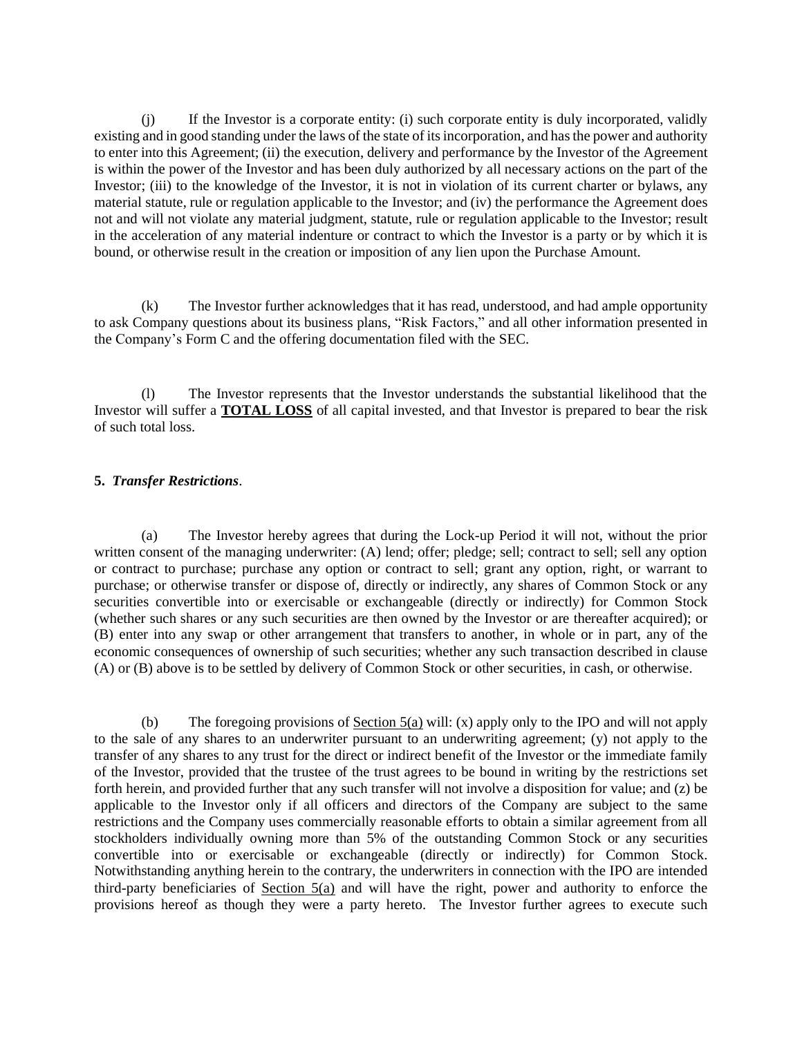(j) If the Investor is a corporate entity: (i) such corporate entity is duly incorporated, validly existing and in good standing under the laws of the state of its incorporation, and has the power and authority to enter into this Agreement; (ii) the execution, delivery and performance by the Investor of the Agreement is within the power of the Investor and has been duly authorized by all necessary actions on the part of the Investor; (iii) to the knowledge of the Investor, it is not in violation of its current charter or bylaws, any material statute, rule or regulation applicable to the Investor; and (iv) the performance the Agreement does not and will not violate any material judgment, statute, rule or regulation applicable to the Investor; result in the acceleration of any material indenture or contract to which the Investor is a party or by which it is bound, or otherwise result in the creation or imposition of any lien upon the Purchase Amount.

(k) The Investor further acknowledges that it has read, understood, and had ample opportunity to ask Company questions about its business plans, "Risk Factors," and all other information presented in the Company's Form C and the offering documentation filed with the SEC.

(l) The Investor represents that the Investor understands the substantial likelihood that the Investor will suffer a **TOTAL LOSS** of all capital invested, and that Investor is prepared to bear the risk of such total loss.

**5. *Transfer Restrictions*.**

(a) The Investor hereby agrees that during the Lock-up Period it will not, without the prior written consent of the managing underwriter: (A) lend; offer; pledge; sell; contract to sell; sell any option or contract to purchase; purchase any option or contract to sell; grant any option, right, or warrant to purchase; or otherwise transfer or dispose of, directly or indirectly, any shares of Common Stock or any securities convertible into or exercisable or exchangeable (directly or indirectly) for Common Stock (whether such shares or any such securities are then owned by the Investor or are thereafter acquired); or (B) enter into any swap or other arrangement that transfers to another, in whole or in part, any of the economic consequences of ownership of such securities; whether any such transaction described in clause (A) or (B) above is to be settled by delivery of Common Stock or other securities, in cash, or otherwise.

(b) The foregoing provisions of Section 5(a) will: (x) apply only to the IPO and will not apply to the sale of any shares to an underwriter pursuant to an underwriting agreement; (y) not apply to the transfer of any shares to any trust for the direct or indirect benefit of the Investor or the immediate family of the Investor, provided that the trustee of the trust agrees to be bound in writing by the restrictions set forth herein, and provided further that any such transfer will not involve a disposition for value; and (z) be applicable to the Investor only if all officers and directors of the Company are subject to the same restrictions and the Company uses commercially reasonable efforts to obtain a similar agreement from all stockholders individually owning more than 5% of the outstanding Common Stock or any securities convertible into or exercisable or exchangeable (directly or indirectly) for Common Stock. Notwithstanding anything herein to the contrary, the underwriters in connection with the IPO are intended third-party beneficiaries of Section 5(a) and will have the right, power and authority to enforce the provisions hereof as though they were a party hereto. The Investor further agrees to execute such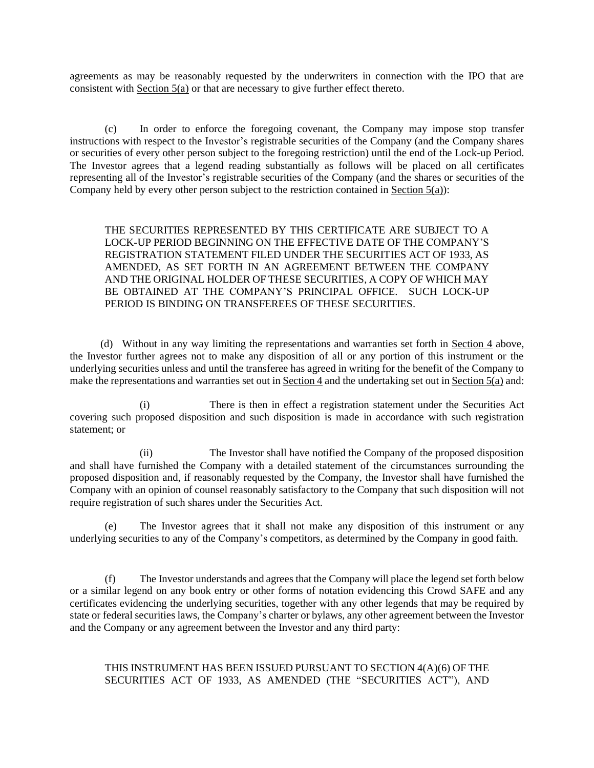agreements as may be reasonably requested by the underwriters in connection with the IPO that are consistent with Section 5(a) or that are necessary to give further effect thereto.

(c) In order to enforce the foregoing covenant, the Company may impose stop transfer instructions with respect to the Investor's registrable securities of the Company (and the Company shares or securities of every other person subject to the foregoing restriction) until the end of the Lock-up Period. The Investor agrees that a legend reading substantially as follows will be placed on all certificates representing all of the Investor's registrable securities of the Company (and the shares or securities of the Company held by every other person subject to the restriction contained in Section 5(a)):

> THE SECURITIES REPRESENTED BY THIS CERTIFICATE ARE SUBJECT TO A LOCK-UP PERIOD BEGINNING ON THE EFFECTIVE DATE OF THE COMPANY'S REGISTRATION STATEMENT FILED UNDER THE SECURITIES ACT OF 1933, AS AMENDED, AS SET FORTH IN AN AGREEMENT BETWEEN THE COMPANY AND THE ORIGINAL HOLDER OF THESE SECURITIES, A COPY OF WHICH MAY BE OBTAINED AT THE COMPANY'S PRINCIPAL OFFICE. SUCH LOCK-UP PERIOD IS BINDING ON TRANSFEREES OF THESE SECURITIES.

(d) Without in any way limiting the representations and warranties set forth in Section 4 above, the Investor further agrees not to make any disposition of all or any portion of this instrument or the underlying securities unless and until the transferee has agreed in writing for the benefit of the Company to make the representations and warranties set out in Section 4 and the undertaking set out in Section 5(a) and:

(i) There is then in effect a registration statement under the Securities Act covering such proposed disposition and such disposition is made in accordance with such registration statement; or

(ii) The Investor shall have notified the Company of the proposed disposition and shall have furnished the Company with a detailed statement of the circumstances surrounding the proposed disposition and, if reasonably requested by the Company, the Investor shall have furnished the Company with an opinion of counsel reasonably satisfactory to the Company that such disposition will not require registration of such shares under the Securities Act.

(e) The Investor agrees that it shall not make any disposition of this instrument or any underlying securities to any of the Company's competitors, as determined by the Company in good faith.

(f) The Investor understands and agrees that the Company will place the legend set forth below or a similar legend on any book entry or other forms of notation evidencing this Crowd SAFE and any certificates evidencing the underlying securities, together with any other legends that may be required by state or federal securities laws, the Company's charter or bylaws, any other agreement between the Investor and the Company or any agreement between the Investor and any third party:

> THIS INSTRUMENT HAS BEEN ISSUED PURSUANT TO SECTION 4(A)(6) OF THE SECURITIES ACT OF 1933, AS AMENDED (THE "SECURITIES ACT"), AND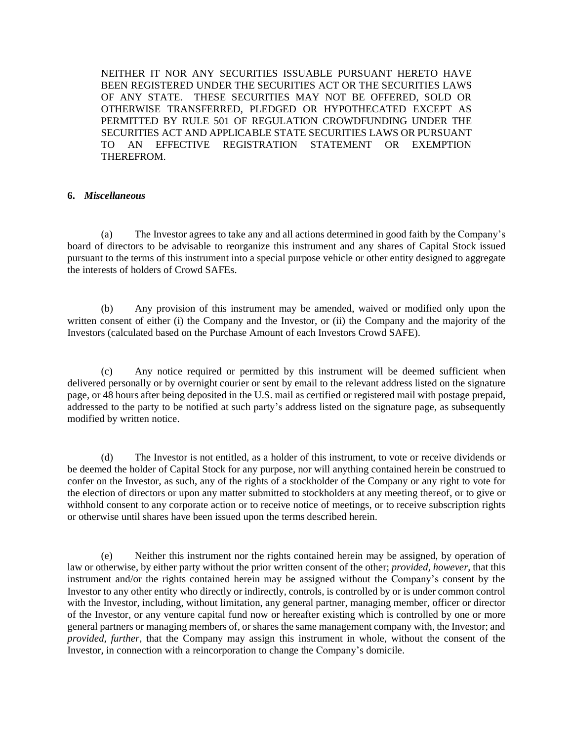NEITHER IT NOR ANY SECURITIES ISSUABLE PURSUANT HERETO HAVE BEEN REGISTERED UNDER THE SECURITIES ACT OR THE SECURITIES LAWS OF ANY STATE. THESE SECURITIES MAY NOT BE OFFERED, SOLD OR OTHERWISE TRANSFERRED, PLEDGED OR HYPOTHECATED EXCEPT AS PERMITTED BY RULE 501 OF REGULATION CROWDFUNDING UNDER THE SECURITIES ACT AND APPLICABLE STATE SECURITIES LAWS OR PURSUANT TO AN EFFECTIVE REGISTRATION STATEMENT OR EXEMPTION THEREFROM.

**6.** ***Miscellaneous***

(a) The Investor agrees to take any and all actions determined in good faith by the Company's board of directors to be advisable to reorganize this instrument and any shares of Capital Stock issued pursuant to the terms of this instrument into a special purpose vehicle or other entity designed to aggregate the interests of holders of Crowd SAFEs.

(b) Any provision of this instrument may be amended, waived or modified only upon the written consent of either (i) the Company and the Investor, or (ii) the Company and the majority of the Investors (calculated based on the Purchase Amount of each Investors Crowd SAFE).

(c) Any notice required or permitted by this instrument will be deemed sufficient when delivered personally or by overnight courier or sent by email to the relevant address listed on the signature page, or 48 hours after being deposited in the U.S. mail as certified or registered mail with postage prepaid, addressed to the party to be notified at such party's address listed on the signature page, as subsequently modified by written notice.

(d) The Investor is not entitled, as a holder of this instrument, to vote or receive dividends or be deemed the holder of Capital Stock for any purpose, nor will anything contained herein be construed to confer on the Investor, as such, any of the rights of a stockholder of the Company or any right to vote for the election of directors or upon any matter submitted to stockholders at any meeting thereof, or to give or withhold consent to any corporate action or to receive notice of meetings, or to receive subscription rights or otherwise until shares have been issued upon the terms described herein.

(e) Neither this instrument nor the rights contained herein may be assigned, by operation of law or otherwise, by either party without the prior written consent of the other; *provided, however*, that this instrument and/or the rights contained herein may be assigned without the Company's consent by the Investor to any other entity who directly or indirectly, controls, is controlled by or is under common control with the Investor, including, without limitation, any general partner, managing member, officer or director of the Investor, or any venture capital fund now or hereafter existing which is controlled by one or more general partners or managing members of, or shares the same management company with, the Investor; and *provided, further*, that the Company may assign this instrument in whole, without the consent of the Investor, in connection with a reincorporation to change the Company's domicile.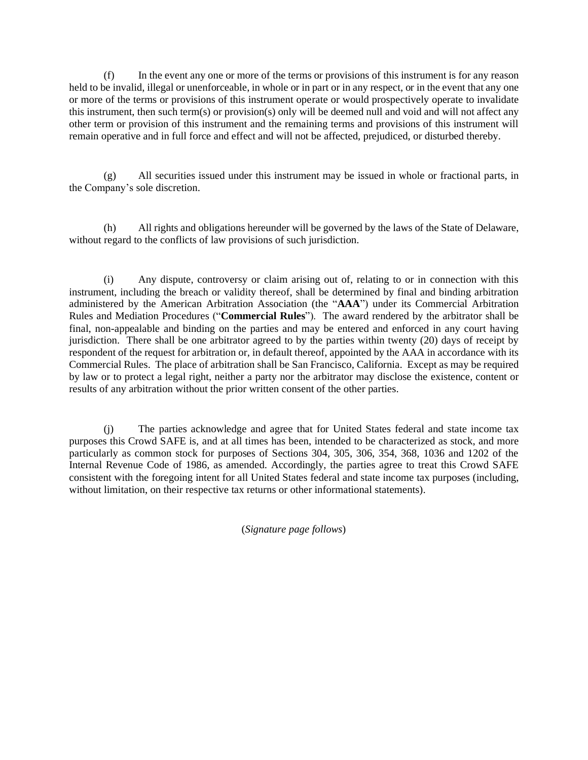(f) In the event any one or more of the terms or provisions of this instrument is for any reason held to be invalid, illegal or unenforceable, in whole or in part or in any respect, or in the event that any one or more of the terms or provisions of this instrument operate or would prospectively operate to invalidate this instrument, then such term(s) or provision(s) only will be deemed null and void and will not affect any other term or provision of this instrument and the remaining terms and provisions of this instrument will remain operative and in full force and effect and will not be affected, prejudiced, or disturbed thereby.

(g) All securities issued under this instrument may be issued in whole or fractional parts, in the Company's sole discretion.

(h) All rights and obligations hereunder will be governed by the laws of the State of Delaware, without regard to the conflicts of law provisions of such jurisdiction.

(i) Any dispute, controversy or claim arising out of, relating to or in connection with this instrument, including the breach or validity thereof, shall be determined by final and binding arbitration administered by the American Arbitration Association (the "**AAA**") under its Commercial Arbitration Rules and Mediation Procedures ("**Commercial Rules**"). The award rendered by the arbitrator shall be final, non-appealable and binding on the parties and may be entered and enforced in any court having jurisdiction. There shall be one arbitrator agreed to by the parties within twenty (20) days of receipt by respondent of the request for arbitration or, in default thereof, appointed by the AAA in accordance with its Commercial Rules. The place of arbitration shall be San Francisco, California. Except as may be required by law or to protect a legal right, neither a party nor the arbitrator may disclose the existence, content or results of any arbitration without the prior written consent of the other parties.

(j) The parties acknowledge and agree that for United States federal and state income tax purposes this Crowd SAFE is, and at all times has been, intended to be characterized as stock, and more particularly as common stock for purposes of Sections 304, 305, 306, 354, 368, 1036 and 1202 of the Internal Revenue Code of 1986, as amended. Accordingly, the parties agree to treat this Crowd SAFE consistent with the foregoing intent for all United States federal and state income tax purposes (including, without limitation, on their respective tax returns or other informational statements).

(*Signature page follows*)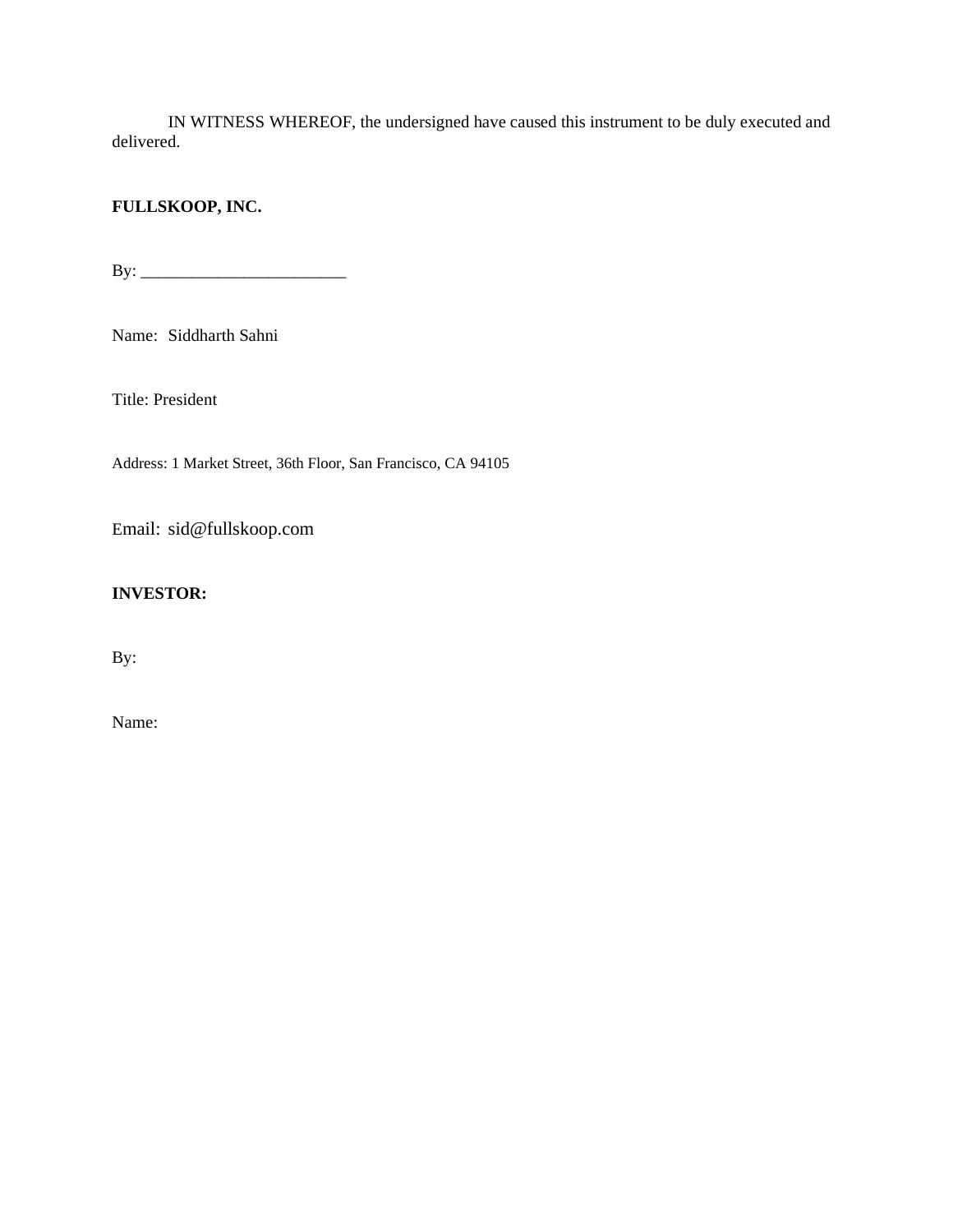IN WITNESS WHEREOF, the undersigned have caused this instrument to be duly executed and delivered.

**FULLSKOOP, INC.**

By: ________________________

Name: Siddharth Sahni

Title: President

Address: 1 Market Street, 36th Floor, San Francisco, CA 94105

Email: sid@fullskoop.com

**INVESTOR:**

By:

Name: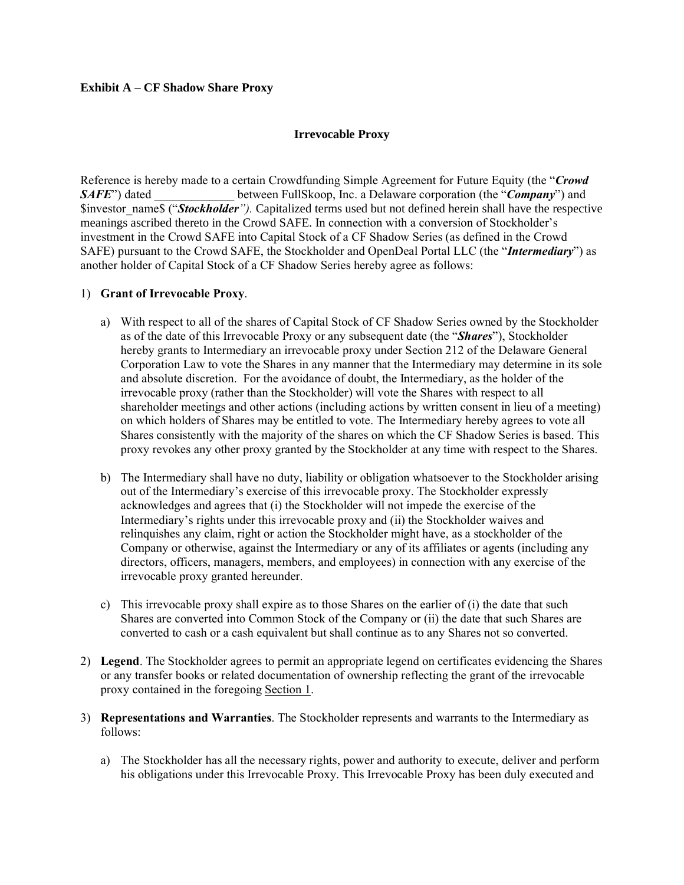**Exhibit A – CF Shadow Share Proxy**

**Irrevocable Proxy**

Reference is hereby made to a certain Crowdfunding Simple Agreement for Future Equity (the "***Crowd SAFE***") dated _____________ between FullSkoop, Inc. a Delaware corporation (the "***Company***") and $investor_name$ ("***Stockholder"***). Capitalized terms used but not defined herein shall have the respective meanings ascribed thereto in the Crowd SAFE. In connection with a conversion of Stockholder's investment in the Crowd SAFE into Capital Stock of a CF Shadow Series (as defined in the Crowd SAFE) pursuant to the Crowd SAFE, the Stockholder and OpenDeal Portal LLC (the "***Intermediary***") as another holder of Capital Stock of a CF Shadow Series hereby agree as follows:

1) **Grant of Irrevocable Proxy**.

   a) With respect to all of the shares of Capital Stock of CF Shadow Series owned by the Stockholder as of the date of this Irrevocable Proxy or any subsequent date (the "***Shares***"), Stockholder hereby grants to Intermediary an irrevocable proxy under Section 212 of the Delaware General Corporation Law to vote the Shares in any manner that the Intermediary may determine in its sole and absolute discretion. For the avoidance of doubt, the Intermediary, as the holder of the irrevocable proxy (rather than the Stockholder) will vote the Shares with respect to all shareholder meetings and other actions (including actions by written consent in lieu of a meeting) on which holders of Shares may be entitled to vote. The Intermediary hereby agrees to vote all Shares consistently with the majority of the shares on which the CF Shadow Series is based. This proxy revokes any other proxy granted by the Stockholder at any time with respect to the Shares.

   b) The Intermediary shall have no duty, liability or obligation whatsoever to the Stockholder arising out of the Intermediary's exercise of this irrevocable proxy. The Stockholder expressly acknowledges and agrees that (i) the Stockholder will not impede the exercise of the Intermediary's rights under this irrevocable proxy and (ii) the Stockholder waives and relinquishes any claim, right or action the Stockholder might have, as a stockholder of the Company or otherwise, against the Intermediary or any of its affiliates or agents (including any directors, officers, managers, members, and employees) in connection with any exercise of the irrevocable proxy granted hereunder.

   c) This irrevocable proxy shall expire as to those Shares on the earlier of (i) the date that such Shares are converted into Common Stock of the Company or (ii) the date that such Shares are converted to cash or a cash equivalent but shall continue as to any Shares not so converted.

2) **Legend**. The Stockholder agrees to permit an appropriate legend on certificates evidencing the Shares or any transfer books or related documentation of ownership reflecting the grant of the irrevocable proxy contained in the foregoing Section 1.

3) **Representations and Warranties**. The Stockholder represents and warrants to the Intermediary as follows:

   a) The Stockholder has all the necessary rights, power and authority to execute, deliver and perform his obligations under this Irrevocable Proxy. This Irrevocable Proxy has been duly executed and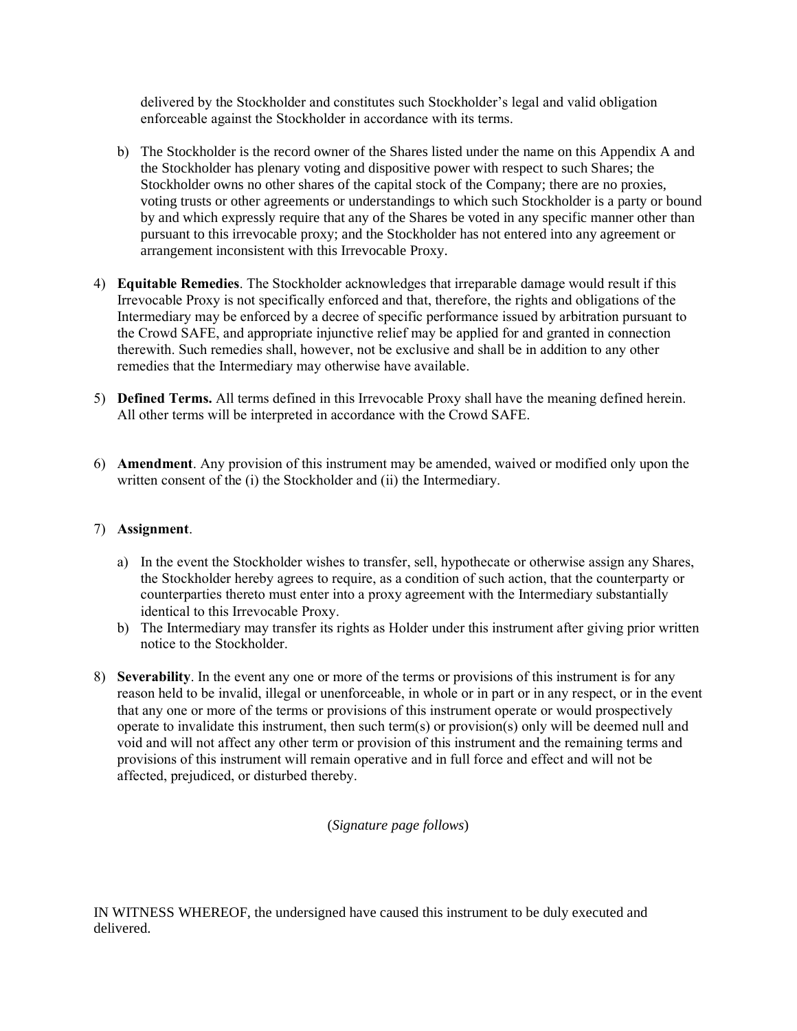delivered by the Stockholder and constitutes such Stockholder's legal and valid obligation enforceable against the Stockholder in accordance with its terms.

b) The Stockholder is the record owner of the Shares listed under the name on this Appendix A and the Stockholder has plenary voting and dispositive power with respect to such Shares; the Stockholder owns no other shares of the capital stock of the Company; there are no proxies, voting trusts or other agreements or understandings to which such Stockholder is a party or bound by and which expressly require that any of the Shares be voted in any specific manner other than pursuant to this irrevocable proxy; and the Stockholder has not entered into any agreement or arrangement inconsistent with this Irrevocable Proxy.

4) **Equitable Remedies**. The Stockholder acknowledges that irreparable damage would result if this Irrevocable Proxy is not specifically enforced and that, therefore, the rights and obligations of the Intermediary may be enforced by a decree of specific performance issued by arbitration pursuant to the Crowd SAFE, and appropriate injunctive relief may be applied for and granted in connection therewith. Such remedies shall, however, not be exclusive and shall be in addition to any other remedies that the Intermediary may otherwise have available.

5) **Defined Terms.** All terms defined in this Irrevocable Proxy shall have the meaning defined herein. All other terms will be interpreted in accordance with the Crowd SAFE.

6) **Amendment**. Any provision of this instrument may be amended, waived or modified only upon the written consent of the (i) the Stockholder and (ii) the Intermediary.

7) **Assignment**.

a) In the event the Stockholder wishes to transfer, sell, hypothecate or otherwise assign any Shares, the Stockholder hereby agrees to require, as a condition of such action, that the counterparty or counterparties thereto must enter into a proxy agreement with the Intermediary substantially identical to this Irrevocable Proxy.

b) The Intermediary may transfer its rights as Holder under this instrument after giving prior written notice to the Stockholder.

8) **Severability**. In the event any one or more of the terms or provisions of this instrument is for any reason held to be invalid, illegal or unenforceable, in whole or in part or in any respect, or in the event that any one or more of the terms or provisions of this instrument operate or would prospectively operate to invalidate this instrument, then such term(s) or provision(s) only will be deemed null and void and will not affect any other term or provision of this instrument and the remaining terms and provisions of this instrument will remain operative and in full force and effect and will not be affected, prejudiced, or disturbed thereby.

(*Signature page follows*)

IN WITNESS WHEREOF, the undersigned have caused this instrument to be duly executed and delivered.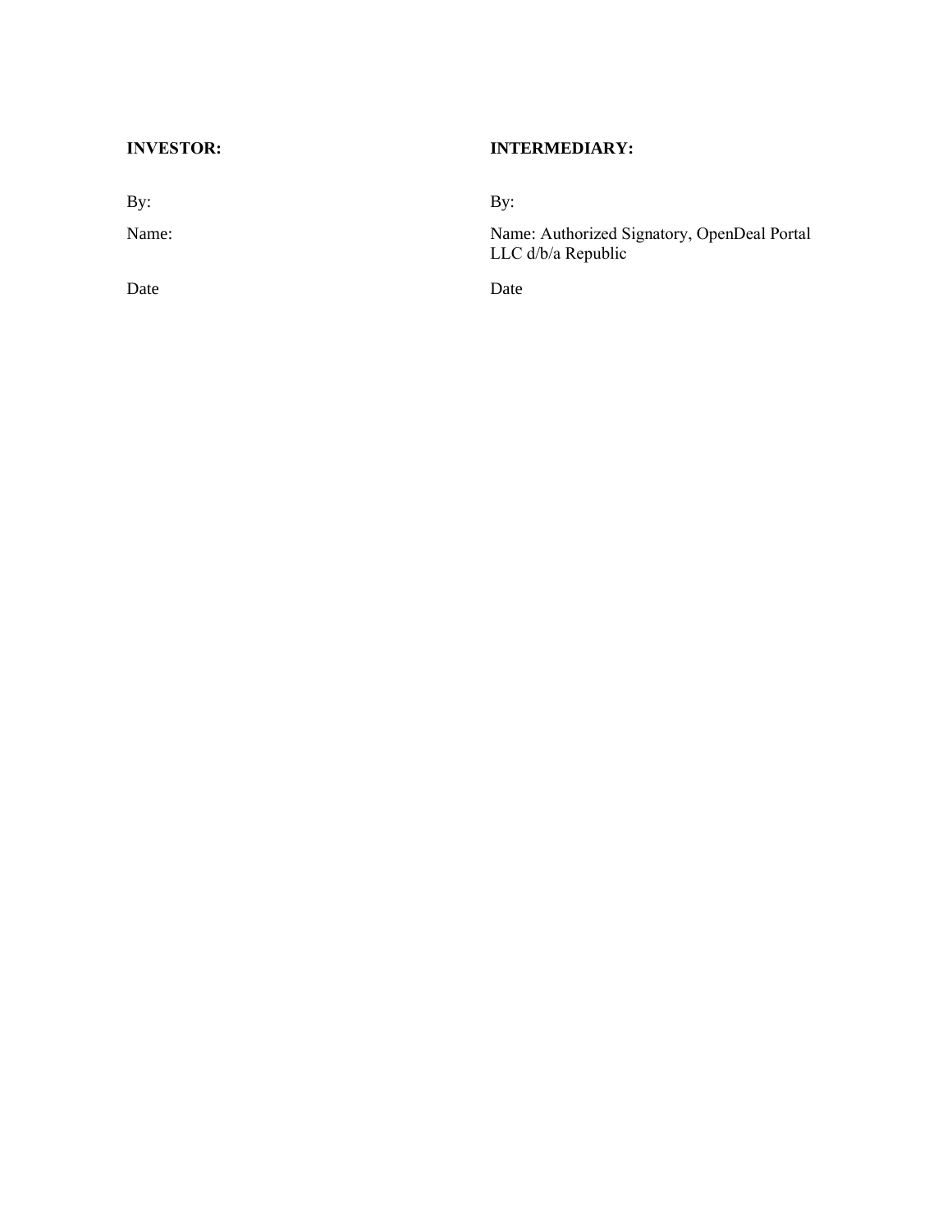| **INVESTOR:** | **INTERMEDIARY:** |
|---|---|
| By: | By: |
| Name: | Name: Authorized Signatory, OpenDeal Portal LLC d/b/a Republic |
| Date | Date |